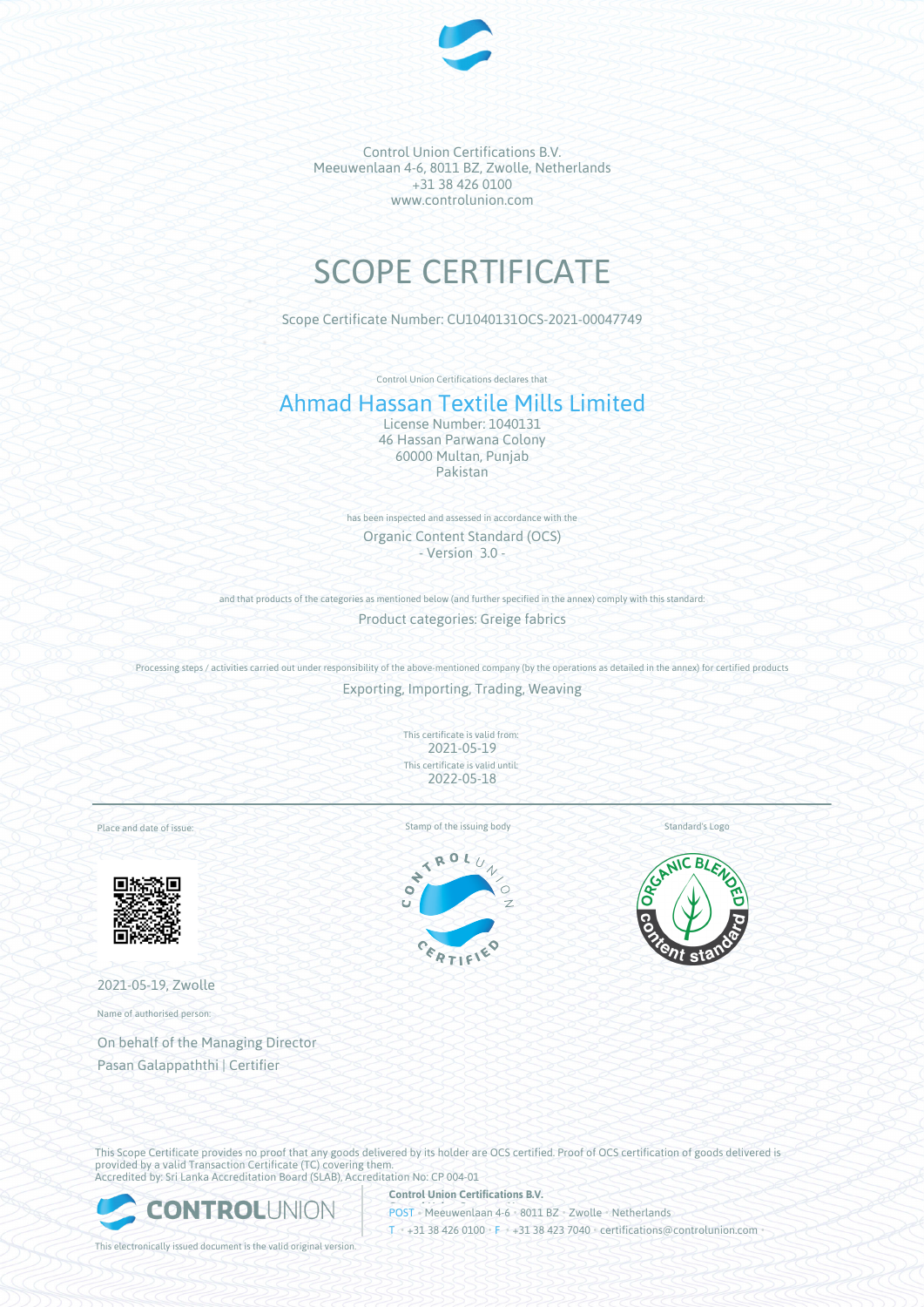Control Union Certifications B.V.
Meeuwenlaan 4-6, 8011 BZ, Zwolle, Netherlands
+31 38 426 0100
www.controlunion.com

# SCOPE CERTIFICATE

Scope Certificate Number: CU1040131OCS-2021-00047749

Control Union Certifications declares that

## Ahmad Hassan Textile Mills Limited

License Number: 1040131
46 Hassan Parwana Colony
60000 Multan, Punjab
Pakistan

has been inspected and assessed in accordance with the

Organic Content Standard (OCS)
- Version 3.0 -

and that products of the categories as mentioned below (and further specified in the annex) comply with this standard:

Product categories: Greige fabrics

Processing steps / activities carried out under responsibility of the above-mentioned company (by the operations as detailed in the annex) for certified products

Exporting, Importing, Trading, Weaving

This certificate is valid from:
2021-05-19
This certificate is valid until:
2022-05-18

Place and date of issue:

2021-05-19, Zwolle

Name of authorised person:

On behalf of the Managing Director
Pasan Galappaththi | Certifier

Stamp of the issuing body

Standard's Logo

This Scope Certificate provides no proof that any goods delivered by its holder are OCS certified. Proof of OCS certification of goods delivered is provided by a valid Transaction Certificate (TC) covering them.
Accredited by: Sri Lanka Accreditation Board (SLAB), Accreditation No: CP 004-01

**Control Union Certifications B.V.**
POST • Meeuwenlaan 4-6 • 8011 BZ • Zwolle • Netherlands
T • +31 38 426 0100 • F • +31 38 423 7040 • certifications@controlunion.com

This electronically issued document is the valid original version.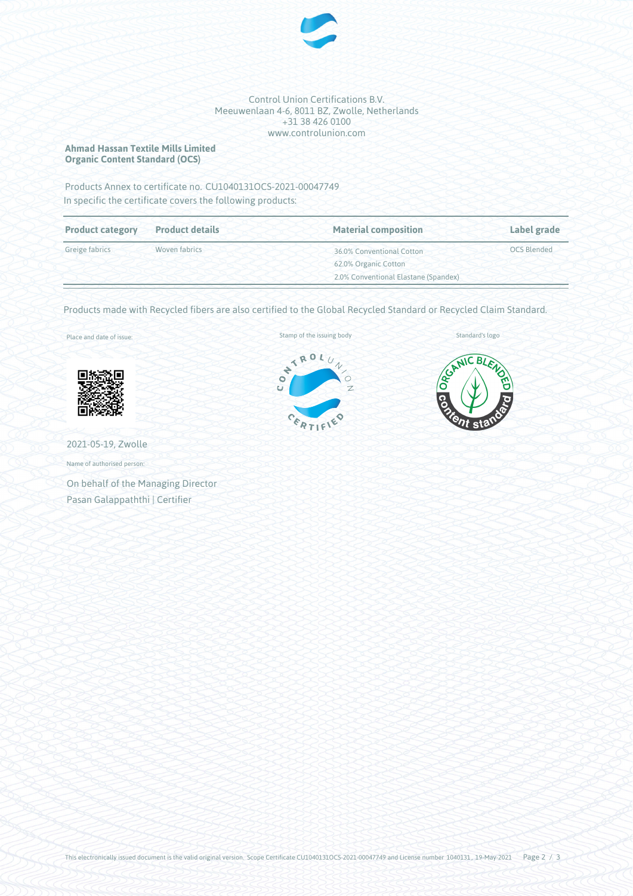Control Union Certifications B.V.
Meeuwenlaan 4-6, 8011 BZ, Zwolle, Netherlands
+31 38 426 0100
www.controlunion.com

**Ahmad Hassan Textile Mills Limited**
**Organic Content Standard (OCS)**

Products Annex to certificate no. CU1040131OCS-2021-00047749
In specific the certificate covers the following products:

| Product category | Product details | Material composition | Label grade |
|---|---|---|---|
| Greige fabrics | Woven fabrics | 36.0% Conventional Cotton<br>62.0% Organic Cotton<br>2.0% Conventional Elastane (Spandex) | OCS Blended |

Products made with Recycled fibers are also certified to the Global Recycled Standard or Recycled Claim Standard.

Place and date of issue:

2021-05-19, Zwolle

Name of authorised person:

On behalf of the Managing Director
Pasan Galappaththi | Certifier

Stamp of the issuing body

Standard's logo

This electronically issued document is the valid original version. Scope Certificate CU1040131OCS-2021-00047749 and License number 1040131, 19-May-2021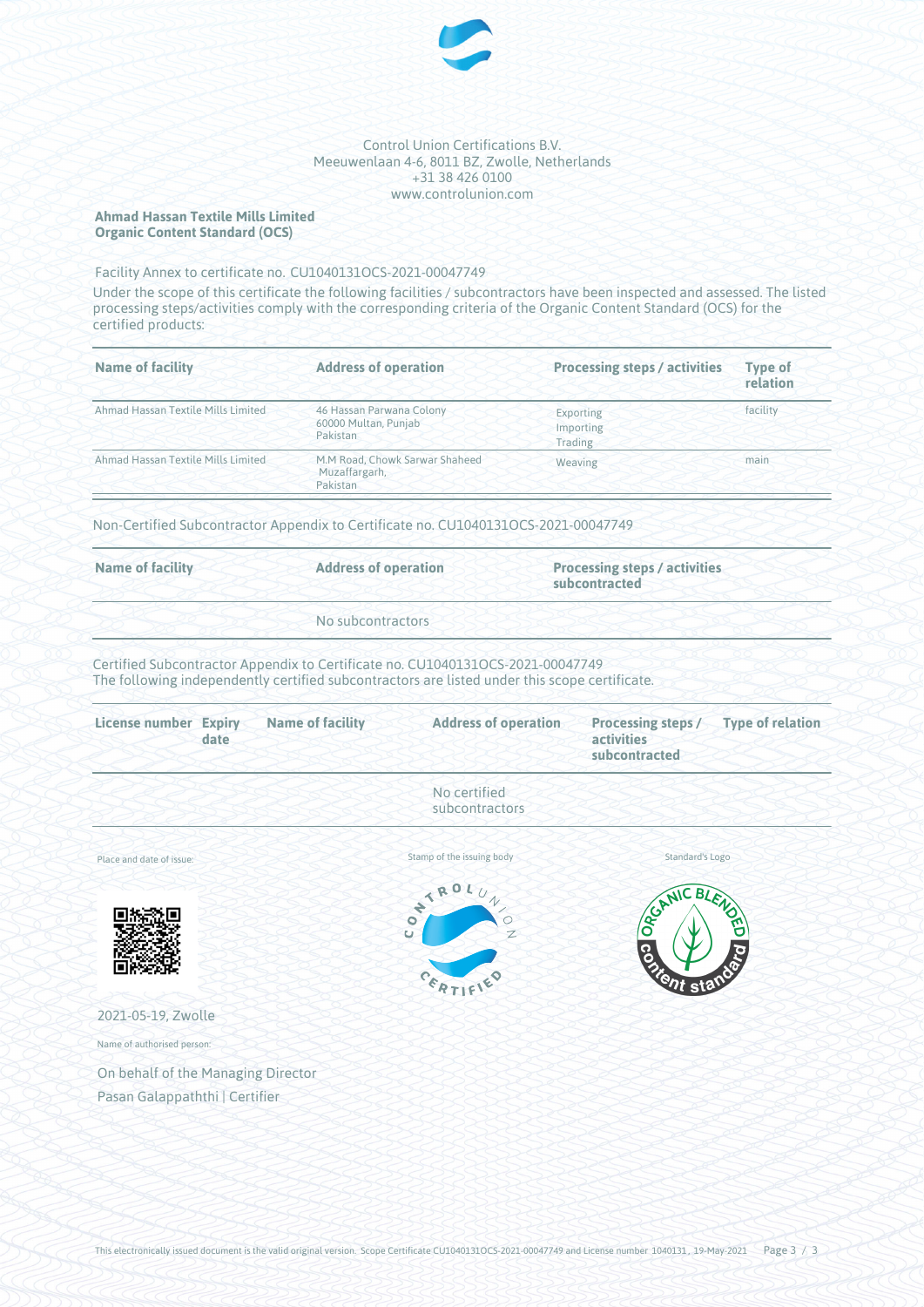Control Union Certifications B.V.
Meeuwenlaan 4-6, 8011 BZ, Zwolle, Netherlands
+31 38 426 0100
www.controlunion.com

**Ahmad Hassan Textile Mills Limited**
**Organic Content Standard (OCS)**

Facility Annex to certificate no. CU1040131OCS-2021-00047749

Under the scope of this certificate the following facilities / subcontractors have been inspected and assessed. The listed processing steps/activities comply with the corresponding criteria of the Organic Content Standard (OCS) for the certified products:

| Name of facility | Address of operation | Processing steps / activities | Type of relation |
|---|---|---|---|
| Ahmad Hassan Textile Mills Limited | 46 Hassan Parwana Colony 60000 Multan, Punjab Pakistan | Exporting Importing Trading | facility |
| Ahmad Hassan Textile Mills Limited | M.M Road, Chowk Sarwar Shaheed Muzaffargarh, Pakistan | Weaving | main |

Non-Certified Subcontractor Appendix to Certificate no. CU1040131OCS-2021-00047749

| Name of facility | Address of operation | Processing steps / activities subcontracted |
|---|---|---|
| | No subcontractors | |

Certified Subcontractor Appendix to Certificate no. CU1040131OCS-2021-00047749
The following independently certified subcontractors are listed under this scope certificate.

| License number | Expiry date | Name of facility | Address of operation | Processing steps / activities subcontracted | Type of relation |
|---|---|---|---|---|---|
| | | | No certified subcontractors | | |

Place and date of issue:

2021-05-19, Zwolle

Stamp of the issuing body

Standard's Logo

Name of authorised person:

On behalf of the Managing Director
Pasan Galappaththi | Certifier

This electronically issued document is the valid original version. Scope Certificate CU1040131OCS-2021-00047749 and License number 1040131, 19-May-2021